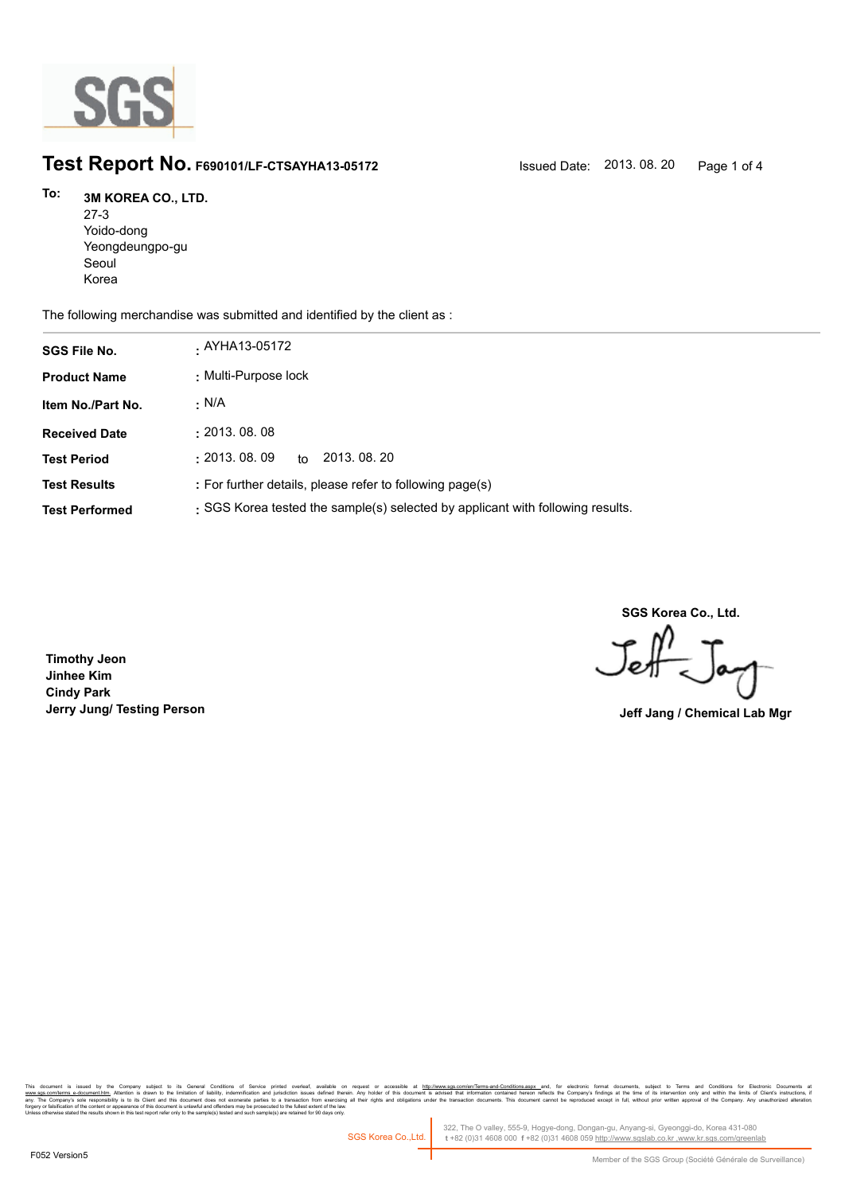# Test Report No. F690101/LF-CTSAYHA13-05172

Issued Date: 2013. 08. 20

**To:** **3M KOREA CO., LTD.**
27-3
Yoido-dong
Yeongdeungpo-gu
Seoul
Korea

The following merchandise was submitted and identified by the client as :

| | |
|---|---|
| **SGS File No.** | : AYHA13-05172 |
| **Product Name** | : Multi-Purpose lock |
| **Item No./Part No.** | : N/A |
| **Received Date** | : 2013. 08. 08 |
| **Test Period** | : 2013. 08. 09 to 2013. 08. 20 |
| **Test Results** | : For further details, please refer to following page(s) |
| **Test Performed** | : SGS Korea tested the sample(s) selected by applicant with following results. |

**SGS Korea Co., Ltd.**

**Timothy Jeon**
**Jinhee Kim**
**Cindy Park**
**Jerry Jung/ Testing Person**

**Jeff Jang / Chemical Lab Mgr**

This document is issued by the Company subject to its General Conditions of Service printed overleaf, available on request or accessible at http://www.sgs.com/en/Terms-and-Conditions.aspx and, for electronic format documents, subject to Terms and Conditions for Electronic Documents at www.sgs.com/terms_e-document.htm. Attention is drawn to the limitation of liability, indemnification and jurisdiction issues defined therein. Any holder of this document is advised that information contained hereon reflects the Company's findings at the time of its intervention only and within the limits of Client's instructions, if any. The Company's sole responsibility is to its Client and this document does not exonerate parties to a transaction from exercising all their rights and obligations under the transaction documents. This document cannot be reproduced except in full, without prior written approval of the Company. Any unauthorized alteration, forgery or falsification of the content or appearance of this document is unlawful and offenders may be prosecuted to the fullest extent of the law.
Unless otherwise stated the results shown in this test report refer only to the sample(s) tested and such sample(s) are retained for 90 days only.

SGS Korea Co.,Ltd. 322, The O valley, 555-9, Hogye-dong, Dongan-gu, Anyang-si, Gyeonggi-do, Korea 431-080
t +82 (0)31 4608 000 f +82 (0)31 4608 059 http://www.sgslab.co.kr ,www.kr.sgs.com/greenlab

F052 Version5

Member of the SGS Group (Société Générale de Surveillance)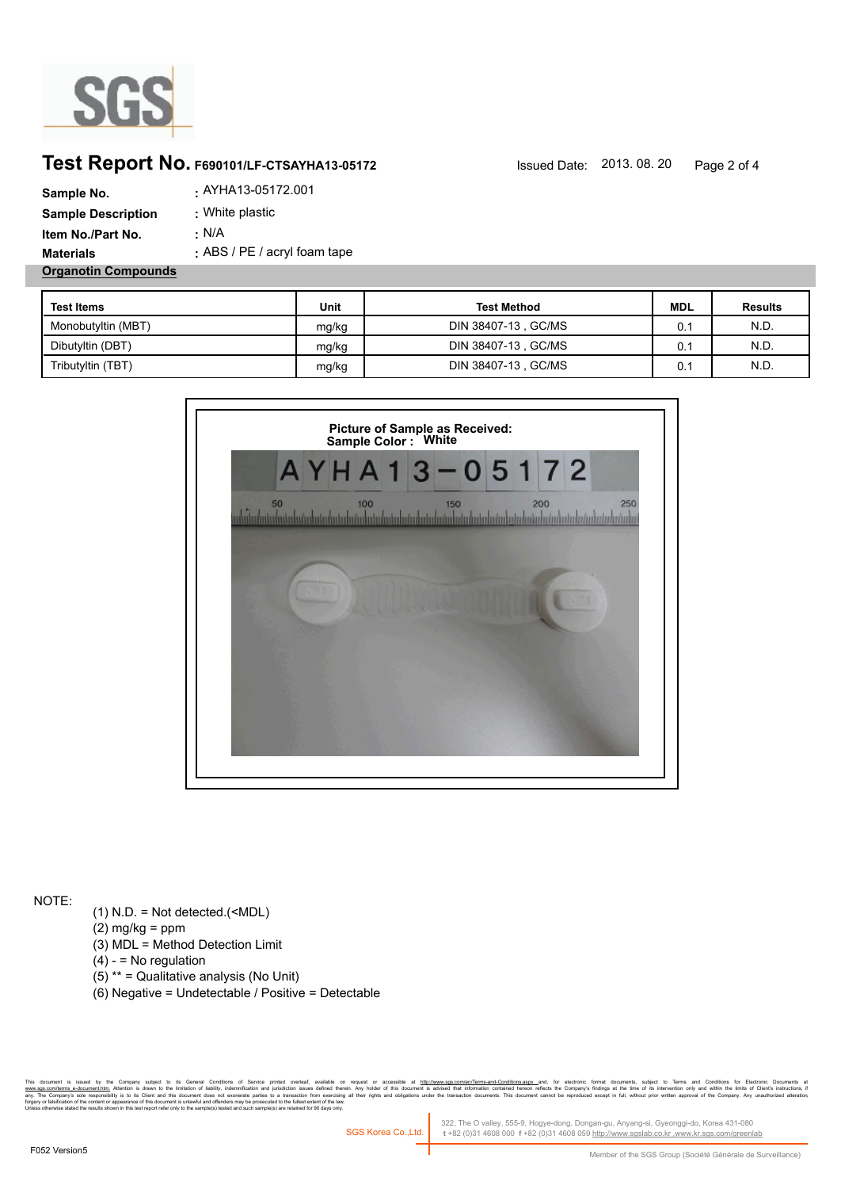## Test Report No. F690101/LF-CTSAYHA13-05172

Issued Date: 2013. 08. 20

**Sample No.** : AYHA13-05172.001

**Sample Description** : White plastic

**Item No./Part No.** : N/A

**Materials** : ABS / PE / acryl foam tape

**Organotin Compounds**

| Test Items | Unit | Test Method | MDL | Results |
|---|---|---|---|---|
| Monobutyltin (MBT) | mg/kg | DIN 38407-13 , GC/MS | 0.1 | N.D. |
| Dibutyltin (DBT) | mg/kg | DIN 38407-13 , GC/MS | 0.1 | N.D. |
| Tributyltin (TBT) | mg/kg | DIN 38407-13 , GC/MS | 0.1 | N.D. |

**Picture of Sample as Received:**
**Sample Color : White**

NOTE:

(1) N.D. = Not detected.(<MDL)
(2) mg/kg = ppm
(3) MDL = Method Detection Limit
(4) - = No regulation
(5) ** = Qualitative analysis (No Unit)
(6) Negative = Undetectable / Positive = Detectable

This document is issued by the Company subject to its General Conditions of Service printed overleaf, available on request or accessible at http://www.sgs.com/en/Terms-and-Conditions.aspx and, for electronic format documents, subject to Terms and Conditions for Electronic Documents at www.sgs.com/terms_e-document.htm. Attention is drawn to the limitation of liability, indemnification and jurisdiction issues defined therein. Any holder of this document is advised that information contained hereon reflects the Company's findings at the time of its intervention only and within the limits of Client's instructions, if any. The Company's sole responsibility is to its Client and this document does not exonerate parties to a transaction from exercising all their rights and obligations under the transaction documents. This document cannot be reproduced except in full, without prior written approval of the Company. Any unauthorized alteration, forgery or falsification of the content or appearance of this document is unlawful and offenders may be prosecuted to the fullest extent of the law.
Unless otherwise stated the results shown in this test report refer only to the sample(s) tested and such sample(s) are retained for 90 days only.

SGS Korea Co.,Ltd. 322, The O valley, 555-9, Hogye-dong, Dongan-gu, Anyang-si, Gyeonggi-do, Korea 431-080
t +82 (0)31 4608 000 f +82 (0)31 4608 059 http://www.sgslab.co.kr ,www.kr.sgs.com/greenlab

F052 Version5

Member of the SGS Group (Société Générale de Surveillance)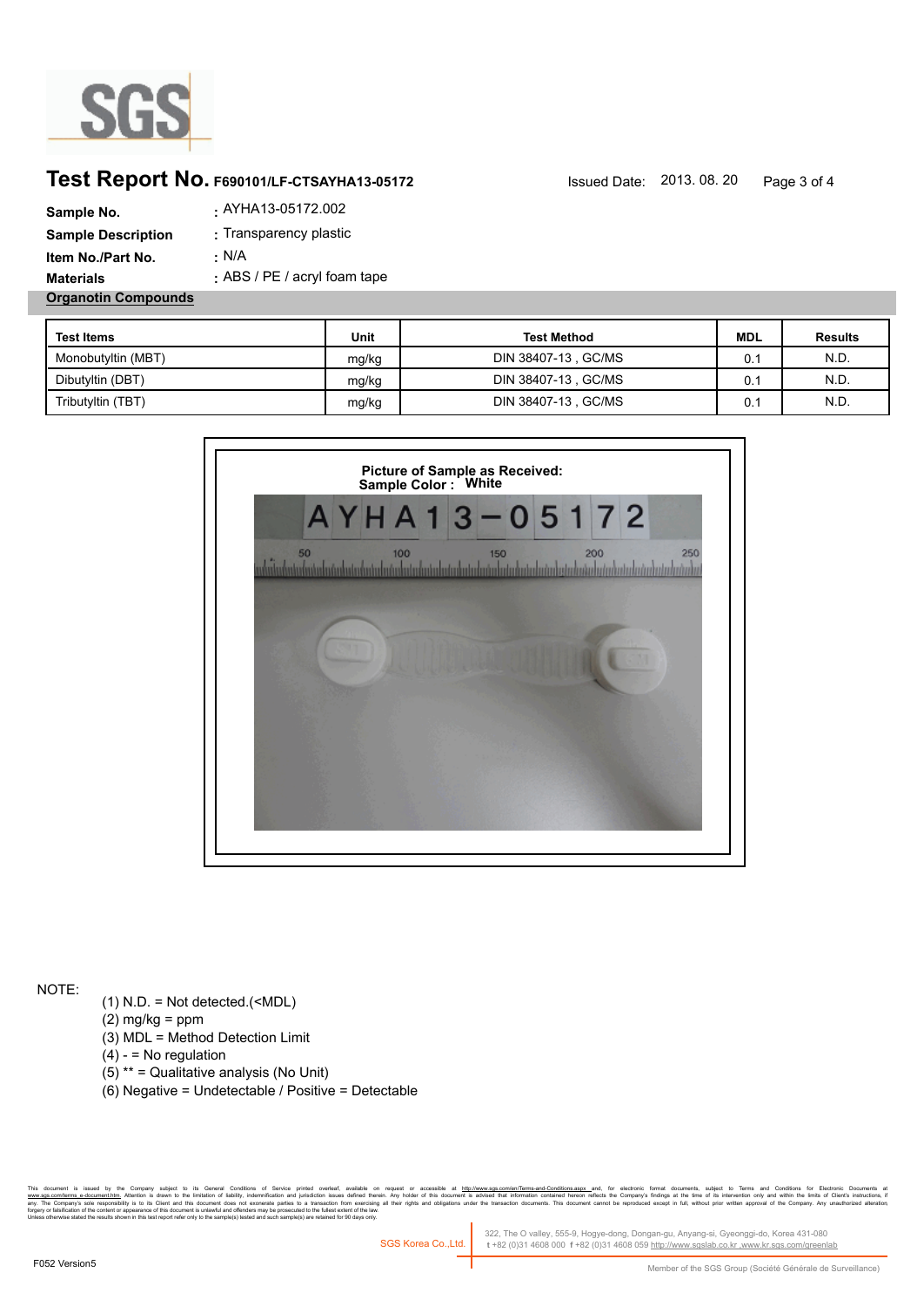## Test Report No. F690101/LF-CTSAYHA13-05172

Issued Date: 2013. 08. 20

**Sample No.** : AYHA13-05172.002

**Sample Description** : Transparency plastic

**Item No./Part No.** : N/A

**Materials** : ABS / PE / acryl foam tape

**Organotin Compounds**

| Test Items | Unit | Test Method | MDL | Results |
|---|---|---|---|---|
| Monobutyltin (MBT) | mg/kg | DIN 38407-13 , GC/MS | 0.1 | N.D. |
| Dibutyltin (DBT) | mg/kg | DIN 38407-13 , GC/MS | 0.1 | N.D. |
| Tributyltin (TBT) | mg/kg | DIN 38407-13 , GC/MS | 0.1 | N.D. |

**Picture of Sample as Received:**
**Sample Color : White**

NOTE:

(1) N.D. = Not detected.(<MDL)
(2) mg/kg = ppm
(3) MDL = Method Detection Limit
(4) - = No regulation
(5) ** = Qualitative analysis (No Unit)
(6) Negative = Undetectable / Positive = Detectable

This document is issued by the Company subject to its General Conditions of Service printed overleaf, available on request or accessible at http://www.sgs.com/en/Terms-and-Conditions.aspx and, for electronic format documents, subject to Terms and Conditions for Electronic Documents at www.sgs.com/terms_e-document.htm. Attention is drawn to the limitation of liability, indemnification and jurisdiction issues defined therein. Any holder of this document is advised that information contained hereon reflects the Company's findings at the time of its intervention only and within the limits of Client's instructions, if any. The Company's sole responsibility is to its Client and this document does not exonerate parties to a transaction from exercising all their rights and obligations under the transaction documents. This document cannot be reproduced except in full, without prior written approval of the Company. Any unauthorized alteration, forgery or falsification of the content or appearance of this document is unlawful and offenders may be prosecuted to the fullest extent of the law.
Unless otherwise stated the results shown in this test report refer only to the sample(s) tested and such sample(s) are retained for 90 days only.

SGS Korea Co.,Ltd. 322, The O valley, 555-9, Hogye-dong, Dongan-gu, Anyang-si, Gyeonggi-do, Korea 431-080
t +82 (0)31 4608 000 f +82 (0)31 4608 059 http://www.sgslab.co.kr ,www.kr.sgs.com/greenlab

F052 Version5

Member of the SGS Group (Société Générale de Surveillance)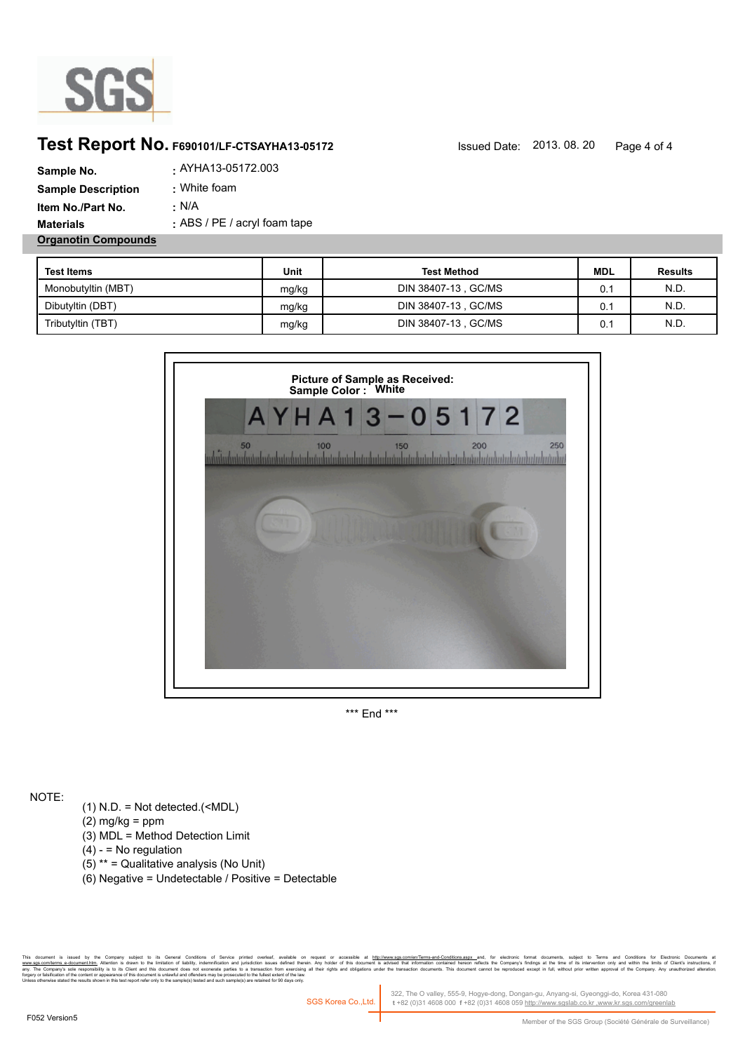![SGS logo]

# Test Report No. F690101/LF-CTSAYHA13-05172

Issued Date: 2013. 08. 20

**Sample No.** : AYHA13-05172.003

**Sample Description** : White foam

**Item No./Part No.** : N/A

**Materials** : ABS / PE / acryl foam tape

**Organotin Compounds**

| Test Items | Unit | Test Method | MDL | Results |
|---|---|---|---|---|
| Monobutyltin (MBT) | mg/kg | DIN 38407-13 , GC/MS | 0.1 | N.D. |
| Dibutyltin (DBT) | mg/kg | DIN 38407-13 , GC/MS | 0.1 | N.D. |
| Tributyltin (TBT) | mg/kg | DIN 38407-13 , GC/MS | 0.1 | N.D. |

**Picture of Sample as Received:**
**Sample Color : White**

AYHA13-05172

*** End ***

NOTE:

(1) N.D. = Not detected.(<MDL)
(2) mg/kg = ppm
(3) MDL = Method Detection Limit
(4) - = No regulation
(5) ** = Qualitative analysis (No Unit)
(6) Negative = Undetectable / Positive = Detectable

This document is issued by the Company subject to its General Conditions of Service printed overleaf, available on request or accessible at http://www.sgs.com/en/Terms-and-Conditions.aspx and, for electronic format documents, subject to Terms and Conditions for Electronic Documents at www.sgs.com/terms_e-document.htm. Attention is drawn to the limitation of liability, indemnification and jurisdiction issues defined therein. Any holder of this document is advised that information contained hereon reflects the Company's findings at the time of its intervention only and within the limits of Client's instructions, if any. The Company's sole responsibility is to its Client and this document does not exonerate parties to a transaction from exercising all their rights and obligations under the transaction documents. This document cannot be reproduced except in full, without prior written approval of the Company. Any unauthorized alteration, forgery or falsification of the content or appearance of this document is unlawful and offenders may be prosecuted to the fullest extent of the law.
Unless otherwise stated the results shown in this test report refer only to the sample(s) tested and such sample(s) are retained for 90 days only.

SGS Korea Co.,Ltd. | 322, The O valley, 555-9, Hogye-dong, Dongan-gu, Anyang-si, Gyeonggi-do, Korea 431-080
t +82 (0)31 4608 000 f +82 (0)31 4608 059 http://www.sgslab.co.kr ,www.kr.sgs.com/greenlab

F052 Version5

Member of the SGS Group (Société Générale de Surveillance)